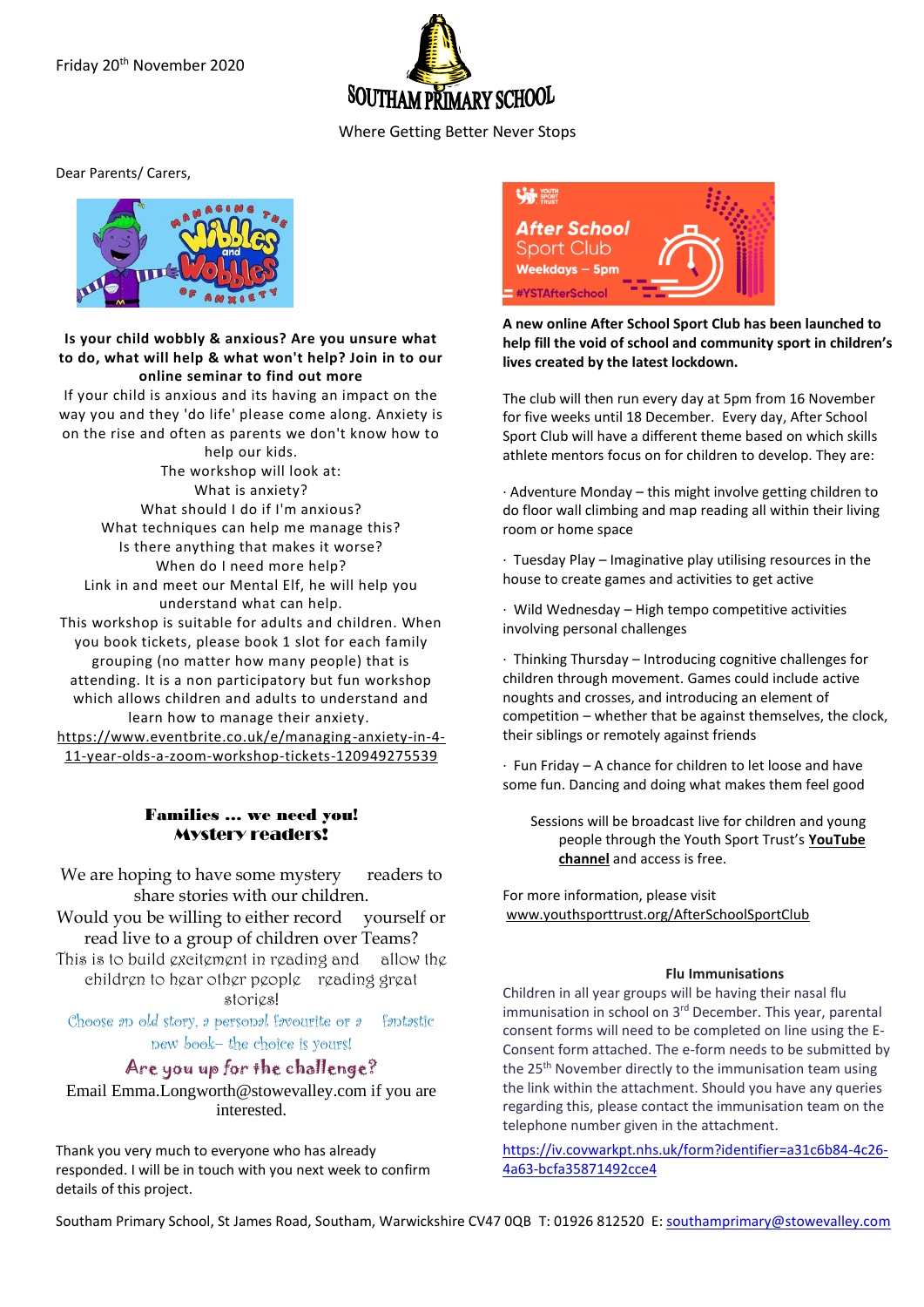Friday 20th November 2020

# SOUTHAM PRIMARY SCHOOL

Where Getting Better Never Stops

Dear Parents/ Carers,

**Is your child wobbly & anxious? Are you unsure what to do, what will help & what won't help? Join in to our online seminar to find out more**

If your child is anxious and its having an impact on the way you and they 'do life' please come along. Anxiety is on the rise and often as parents we don't know how to help our kids.

The workshop will look at:
What is anxiety?
What should I do if I'm anxious?
What techniques can help me manage this?
Is there anything that makes it worse?
When do I need more help?

Link in and meet our Mental Elf, he will help you understand what can help.

This workshop is suitable for adults and children. When you book tickets, please book 1 slot for each family grouping (no matter how many people) that is attending. It is a non participatory but fun workshop which allows children and adults to understand and learn how to manage their anxiety.

https://www.eventbrite.co.uk/e/managing-anxiety-in-4-11-year-olds-a-zoom-workshop-tickets-120949275539

## Families … we need you! Mystery readers!

We are hoping to have some mystery readers to share stories with our children.

Would you be willing to either record yourself or read live to a group of children over Teams?

This is to build excitement in reading and allow the children to hear other people reading great stories!

Choose an old story, a personal favourite or a fantastic new book– the choice is yours!

**Are you up for the challenge?**

Email Emma.Longworth@stowevalley.com if you are interested.

Thank you very much to everyone who has already responded. I will be in touch with you next week to confirm details of this project.

**A new online After School Sport Club has been launched to help fill the void of school and community sport in children's lives created by the latest lockdown.**

The club will then run every day at 5pm from 16 November for five weeks until 18 December. Every day, After School Sport Club will have a different theme based on which skills athlete mentors focus on for children to develop. They are:

- Adventure Monday – this might involve getting children to do floor wall climbing and map reading all within their living room or home space
- Tuesday Play – Imaginative play utilising resources in the house to create games and activities to get active
- Wild Wednesday – High tempo competitive activities involving personal challenges
- Thinking Thursday – Introducing cognitive challenges for children through movement. Games could include active noughts and crosses, and introducing an element of competition – whether that be against themselves, the clock, their siblings or remotely against friends
- Fun Friday – A chance for children to let loose and have some fun. Dancing and doing what makes them feel good

Sessions will be broadcast live for children and young people through the Youth Sport Trust's **YouTube channel** and access is free.

For more information, please visit www.youthsporttrust.org/AfterSchoolSportClub

### Flu Immunisations

Children in all year groups will be having their nasal flu immunisation in school on 3rd December. This year, parental consent forms will need to be completed on line using the E-Consent form attached. The e-form needs to be submitted by the 25th November directly to the immunisation team using the link within the attachment. Should you have any queries regarding this, please contact the immunisation team on the telephone number given in the attachment.

https://iv.covwarkpt.nhs.uk/form?identifier=a31c6b84-4c26-4a63-bcfa35871492cce4

Southam Primary School, St James Road, Southam, Warwickshire CV47 0QB T: 01926 812520 E: southamprimary@stowevalley.com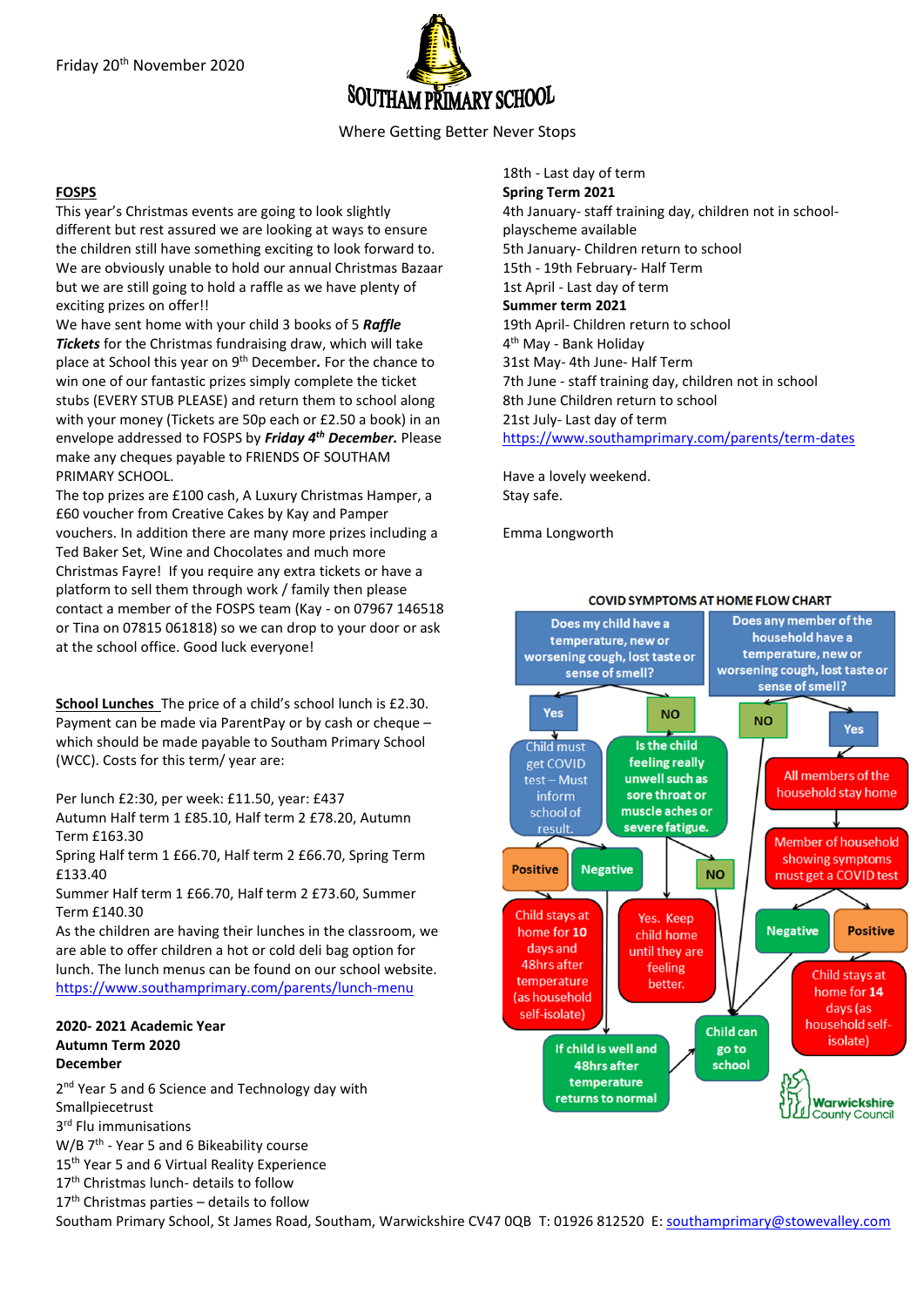Friday 20th November 2020

# SOUTHAM PRIMARY SCHOOL

Where Getting Better Never Stops

## FOSPS

This year's Christmas events are going to look slightly different but rest assured we are looking at ways to ensure the children still have something exciting to look forward to. We are obviously unable to hold our annual Christmas Bazaar but we are still going to hold a raffle as we have plenty of exciting prizes on offer!!

We have sent home with your child 3 books of 5 ***Raffle Tickets*** for the Christmas fundraising draw, which will take place at School this year on 9th December**.** For the chance to win one of our fantastic prizes simply complete the ticket stubs (EVERY STUB PLEASE) and return them to school along with your money (Tickets are 50p each or £2.50 a book) in an envelope addressed to FOSPS by ***Friday 4th December.*** Please make any cheques payable to FRIENDS OF SOUTHAM PRIMARY SCHOOL.

The top prizes are £100 cash, A Luxury Christmas Hamper, a £60 voucher from Creative Cakes by Kay and Pamper vouchers. In addition there are many more prizes including a Ted Baker Set, Wine and Chocolates and much more Christmas Fayre! If you require any extra tickets or have a platform to sell them through work / family then please contact a member of the FOSPS team (Kay - on 07967 146518 or Tina on 07815 061818) so we can drop to your door or ask at the school office. Good luck everyone!

**School Lunches** The price of a child's school lunch is £2.30. Payment can be made via ParentPay or by cash or cheque – which should be made payable to Southam Primary School (WCC). Costs for this term/ year are:

Per lunch £2:30, per week: £11.50, year: £437
Autumn Half term 1 £85.10, Half term 2 £78.20, Autumn Term £163.30
Spring Half term 1 £66.70, Half term 2 £66.70, Spring Term £133.40
Summer Half term 1 £66.70, Half term 2 £73.60, Summer Term £140.30

As the children are having their lunches in the classroom, we are able to offer children a hot or cold deli bag option for lunch. The lunch menus can be found on our school website. https://www.southamprimary.com/parents/lunch-menu

**2020- 2021 Academic Year**
**Autumn Term 2020**
**December**

2nd Year 5 and 6 Science and Technology day with Smallpiecetrust
3rd Flu immunisations
W/B 7th - Year 5 and 6 Bikeability course
15th Year 5 and 6 Virtual Reality Experience
17th Christmas lunch- details to follow
17th Christmas parties – details to follow
18th - Last day of term

**Spring Term 2021**
4th January- staff training day, children not in school- playscheme available
5th January- Children return to school
15th - 19th February- Half Term
1st April - Last day of term

**Summer term 2021**
19th April- Children return to school
4th May - Bank Holiday
31st May- 4th June- Half Term
7th June - staff training day, children not in school
8th June Children return to school
21st July- Last day of term
https://www.southamprimary.com/parents/term-dates

Have a lovely weekend.
Stay safe.

Emma Longworth

**COVID SYMPTOMS AT HOME FLOW CHART**

Does my child have a temperature, new or worsening cough, lost taste or sense of smell?
Yes
Child must get COVID test – Must inform school of result.
Positive
Child stays at home for 10 days and 48hrs after temperature (as household self-isolate)
Negative
If child is well and 48hrs after temperature returns to normal
NO
Is the child feeling really unwell such as sore throat or muscle aches or severe fatigue.
Yes. Keep child home until they are feeling better.
NO
Child can go to school

Does any member of the household have a temperature, new or worsening cough, lost taste or sense of smell?
NO
Yes
All members of the household stay home
Member of household showing symptoms must get a COVID test
Negative
Positive
Child stays at home for 14 days (as household self-isolate)

Warwickshire County Council

Southam Primary School, St James Road, Southam, Warwickshire CV47 0QB T: 01926 812520 E: southamprimary@stowevalley.com